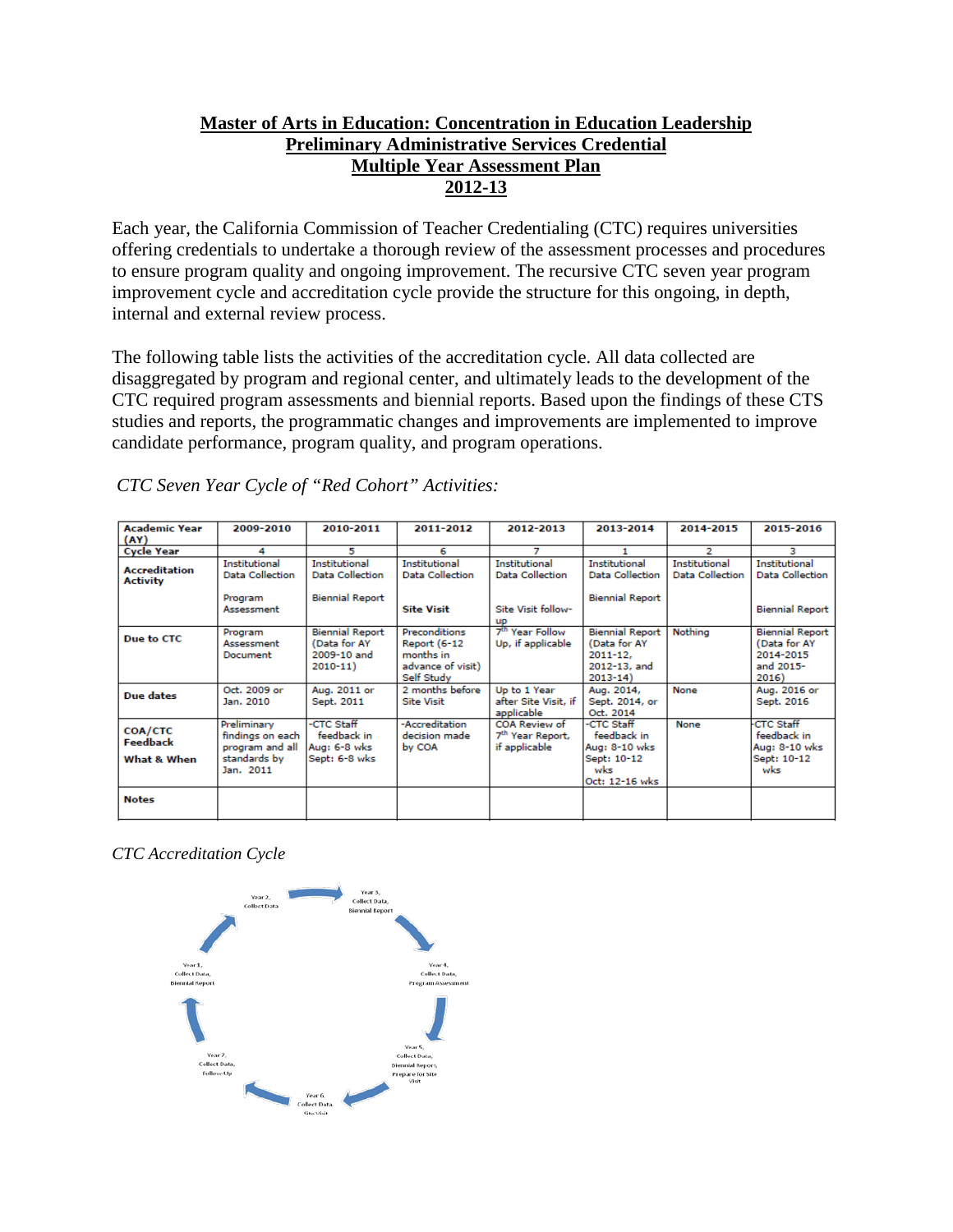# Master of Arts in Education: Concentration in Education Leadership
## Preliminary Administrative Services Credential
## Multiple Year Assessment Plan
## 2012-13

Each year, the California Commission of Teacher Credentialing (CTC) requires universities offering credentials to undertake a thorough review of the assessment processes and procedures to ensure program quality and ongoing improvement. The recursive CTC seven year program improvement cycle and accreditation cycle provide the structure for this ongoing, in depth, internal and external review process.

The following table lists the activities of the accreditation cycle. All data collected are disaggregated by program and regional center, and ultimately leads to the development of the CTC required program assessments and biennial reports. Based upon the findings of these CTS studies and reports, the programmatic changes and improvements are implemented to improve candidate performance, program quality, and program operations.

*CTC Seven Year Cycle of "Red Cohort" Activities:*

| Academic Year (AY) | 2009-2010 | 2010-2011 | 2011-2012 | 2012-2013 | 2013-2014 | 2014-2015 | 2015-2016 |
|---|---|---|---|---|---|---|---|
| Cycle Year | 4 | 5 | 6 | 7 | 1 | 2 | 3 |
| Accreditation Activity | Institutional Data Collection<br><br>Program Assessment | Institutional Data Collection<br><br>Biennial Report | Institutional Data Collection<br><br>**Site Visit** | Institutional Data Collection<br><br>Site Visit follow-up | Institutional Data Collection<br><br>Biennial Report | Institutional Data Collection | Institutional Data Collection<br><br>Biennial Report |
| Due to CTC | Program Assessment Document | Biennial Report (Data for AY 2009-10 and 2010-11) | Preconditions Report (6-12 months in advance of visit) Self Study | 7th Year Follow Up, if applicable | Biennial Report (Data for AY 2011-12, 2012-13, and 2013-14) | Nothing | Biennial Report (Data for AY 2014-2015 and 2015-2016) |
| Due dates | Oct. 2009 or Jan. 2010 | Aug. 2011 or Sept. 2011 | 2 months before Site Visit | Up to 1 Year after Site Visit, if applicable | Aug. 2014, Sept. 2014, or Oct. 2014 | None | Aug. 2016 or Sept. 2016 |
| COA/CTC Feedback<br>What & When | Preliminary findings on each program and all standards by Jan. 2011 | -CTC Staff feedback in Aug: 6-8 wks Sept: 6-8 wks | -Accreditation decision made by COA | COA Review of 7th Year Report, if applicable | -CTC Staff feedback in Aug: 8-10 wks Sept: 10-12 wks Oct: 12-16 wks | None | -CTC Staff feedback in Aug: 8-10 wks Sept: 10-12 wks |
| Notes | | | | | | | |

*CTC Accreditation Cycle*

Year 1, Collect Data, Biennial Report → Year 2, Collect Data → Year 3, Collect Data, Biennial Report → Year 4, Collect Data, Program Assessment → Year 5, Collect Data, Biennial Report, Prepare for Site Visit → Year 6, Collect Data, Site Visit → Year 7, Collect Data, Follow-Up → Year 1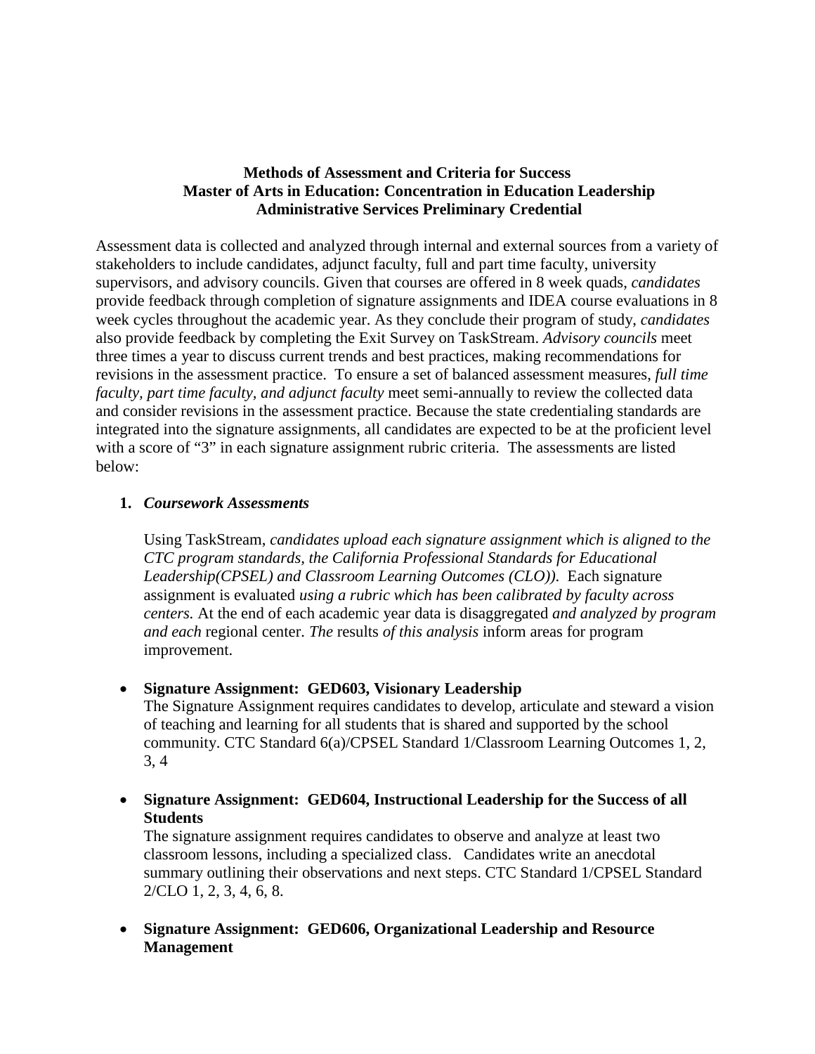**Methods of Assessment and Criteria for Success**
**Master of Arts in Education: Concentration in Education Leadership**
**Administrative Services Preliminary Credential**

Assessment data is collected and analyzed through internal and external sources from a variety of stakeholders to include candidates, adjunct faculty, full and part time faculty, university supervisors, and advisory councils. Given that courses are offered in 8 week quads, *candidates* provide feedback through completion of signature assignments and IDEA course evaluations in 8 week cycles throughout the academic year. As they conclude their program of study, *candidates* also provide feedback by completing the Exit Survey on TaskStream. *Advisory councils* meet three times a year to discuss current trends and best practices, making recommendations for revisions in the assessment practice. To ensure a set of balanced assessment measures, *full time faculty, part time faculty, and adjunct faculty* meet semi-annually to review the collected data and consider revisions in the assessment practice. Because the state credentialing standards are integrated into the signature assignments, all candidates are expected to be at the proficient level with a score of "3" in each signature assignment rubric criteria. The assessments are listed below:

1. ***Coursework Assessments***

   Using TaskStream, *candidates upload each signature assignment which is aligned to the CTC program standards, the California Professional Standards for Educational Leadership(CPSEL) and Classroom Learning Outcomes (CLO)).* Each signature assignment is evaluated *using a rubric which has been calibrated by faculty across centers.* At the end of each academic year data is disaggregated *and analyzed by program and each* regional center. *The* results *of this analysis* inform areas for program improvement.

- **Signature Assignment: GED603, Visionary Leadership**
  The Signature Assignment requires candidates to develop, articulate and steward a vision of teaching and learning for all students that is shared and supported by the school community. CTC Standard 6(a)/CPSEL Standard 1/Classroom Learning Outcomes 1, 2, 3, 4

- **Signature Assignment: GED604, Instructional Leadership for the Success of all Students**
  The signature assignment requires candidates to observe and analyze at least two classroom lessons, including a specialized class. Candidates write an anecdotal summary outlining their observations and next steps. CTC Standard 1/CPSEL Standard 2/CLO 1, 2, 3, 4, 6, 8.

- **Signature Assignment: GED606, Organizational Leadership and Resource Management**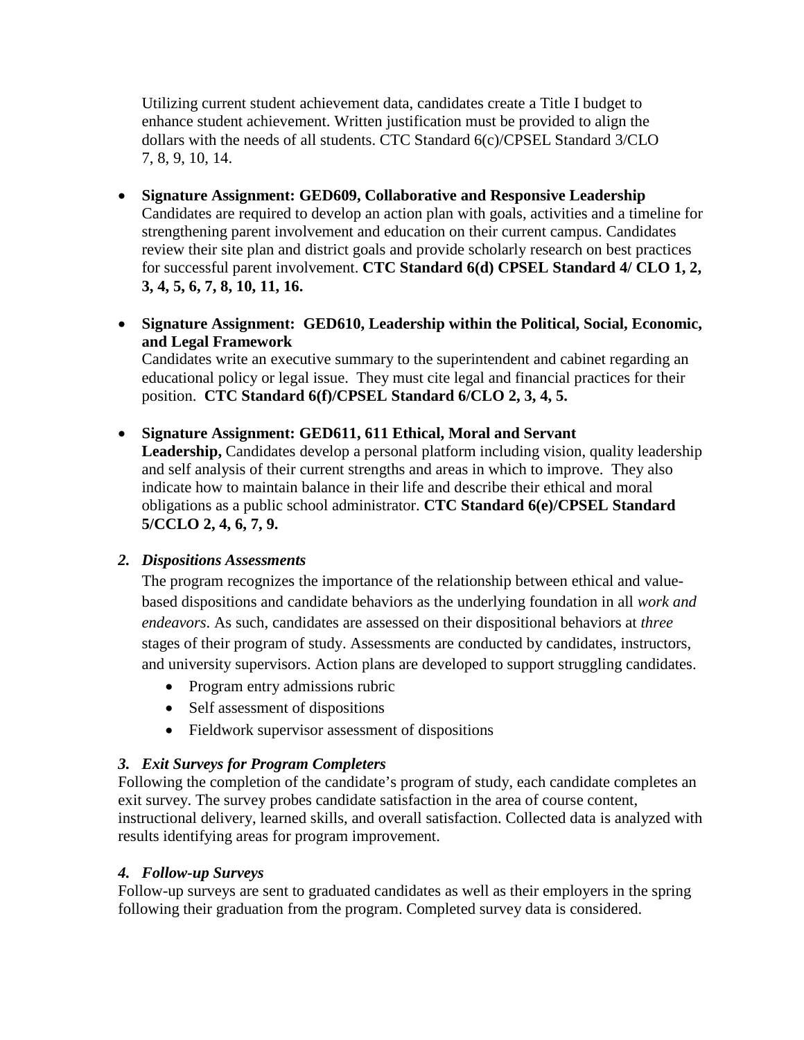Utilizing current student achievement data, candidates create a Title I budget to enhance student achievement. Written justification must be provided to align the dollars with the needs of all students. CTC Standard 6(c)/CPSEL Standard 3/CLO 7, 8, 9, 10, 14.

- **Signature Assignment: GED609, Collaborative and Responsive Leadership** Candidates are required to develop an action plan with goals, activities and a timeline for strengthening parent involvement and education on their current campus. Candidates review their site plan and district goals and provide scholarly research on best practices for successful parent involvement. **CTC Standard 6(d) CPSEL Standard 4/ CLO 1, 2, 3, 4, 5, 6, 7, 8, 10, 11, 16.**

- **Signature Assignment: GED610, Leadership within the Political, Social, Economic, and Legal Framework** Candidates write an executive summary to the superintendent and cabinet regarding an educational policy or legal issue. They must cite legal and financial practices for their position. **CTC Standard 6(f)/CPSEL Standard 6/CLO 2, 3, 4, 5.**

- **Signature Assignment: GED611, 611 Ethical, Moral and Servant Leadership,** Candidates develop a personal platform including vision, quality leadership and self analysis of their current strengths and areas in which to improve. They also indicate how to maintain balance in their life and describe their ethical and moral obligations as a public school administrator. **CTC Standard 6(e)/CPSEL Standard 5/CCLO 2, 4, 6, 7, 9.**

### *2. Dispositions Assessments*

The program recognizes the importance of the relationship between ethical and value-based dispositions and candidate behaviors as the underlying foundation in all *work and endeavors*. As such, candidates are assessed on their dispositional behaviors at *three* stages of their program of study. Assessments are conducted by candidates, instructors, and university supervisors. Action plans are developed to support struggling candidates.

- Program entry admissions rubric
- Self assessment of dispositions
- Fieldwork supervisor assessment of dispositions

### *3. Exit Surveys for Program Completers*

Following the completion of the candidate's program of study, each candidate completes an exit survey. The survey probes candidate satisfaction in the area of course content, instructional delivery, learned skills, and overall satisfaction. Collected data is analyzed with results identifying areas for program improvement.

### *4. Follow-up Surveys*

Follow-up surveys are sent to graduated candidates as well as their employers in the spring following their graduation from the program. Completed survey data is considered.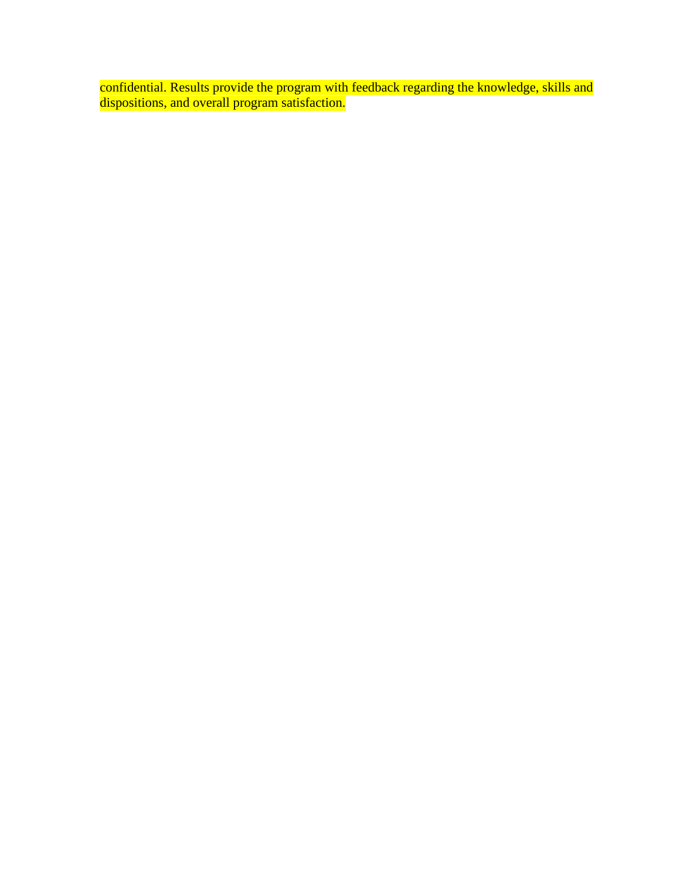confidential. Results provide the program with feedback regarding the knowledge, skills and dispositions, and overall program satisfaction.